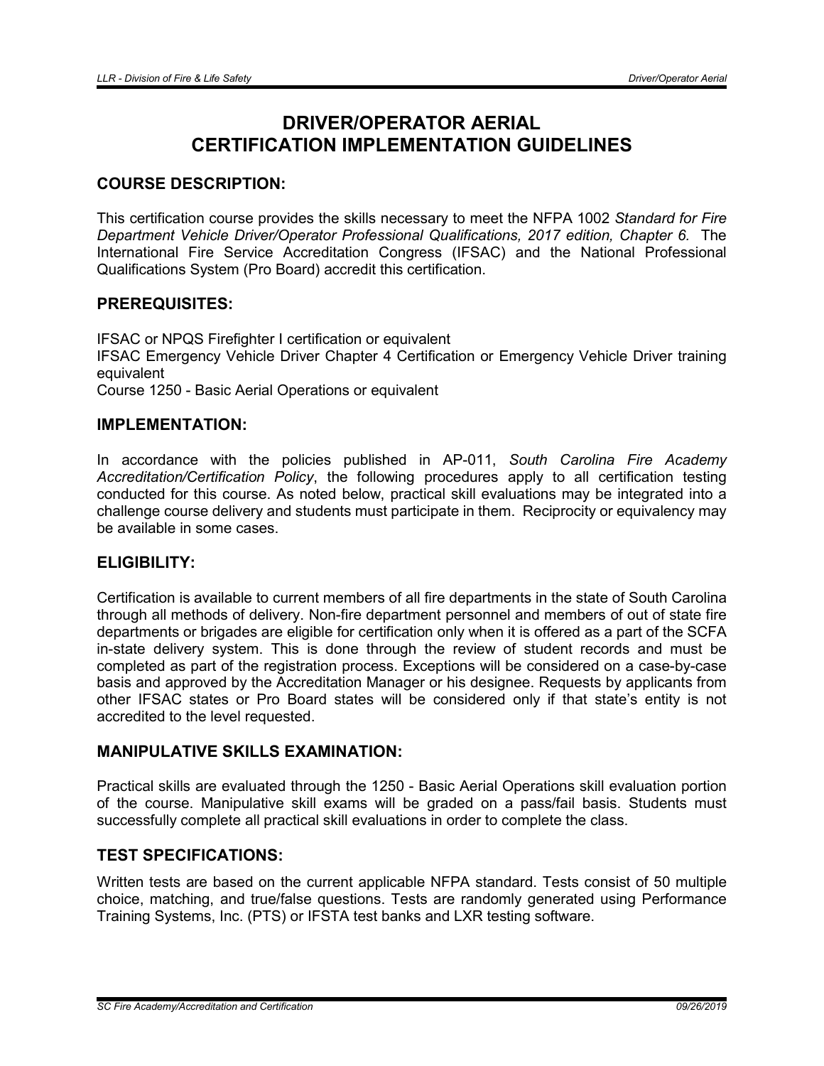# DRIVER/OPERATOR AERIAL CERTIFICATION IMPLEMENTATION GUIDELINES

## COURSE DESCRIPTION:

This certification course provides the skills necessary to meet the NFPA 1002 *Standard for Fire Department Vehicle Driver/Operator Professional Qualifications, 2017 edition, Chapter 6.* The International Fire Service Accreditation Congress (IFSAC) and the National Professional Qualifications System (Pro Board) accredit this certification.

## PREREQUISITES:

IFSAC or NPQS Firefighter I certification or equivalent
IFSAC Emergency Vehicle Driver Chapter 4 Certification or Emergency Vehicle Driver training equivalent
Course 1250 - Basic Aerial Operations or equivalent

## IMPLEMENTATION:

In accordance with the policies published in AP-011, *South Carolina Fire Academy Accreditation/Certification Policy*, the following procedures apply to all certification testing conducted for this course. As noted below, practical skill evaluations may be integrated into a challenge course delivery and students must participate in them. Reciprocity or equivalency may be available in some cases.

## ELIGIBILITY:

Certification is available to current members of all fire departments in the state of South Carolina through all methods of delivery. Non-fire department personnel and members of out of state fire departments or brigades are eligible for certification only when it is offered as a part of the SCFA in-state delivery system. This is done through the review of student records and must be completed as part of the registration process. Exceptions will be considered on a case-by-case basis and approved by the Accreditation Manager or his designee. Requests by applicants from other IFSAC states or Pro Board states will be considered only if that state's entity is not accredited to the level requested.

## MANIPULATIVE SKILLS EXAMINATION:

Practical skills are evaluated through the 1250 - Basic Aerial Operations skill evaluation portion of the course. Manipulative skill exams will be graded on a pass/fail basis. Students must successfully complete all practical skill evaluations in order to complete the class.

## TEST SPECIFICATIONS:

Written tests are based on the current applicable NFPA standard. Tests consist of 50 multiple choice, matching, and true/false questions. Tests are randomly generated using Performance Training Systems, Inc. (PTS) or IFSTA test banks and LXR testing software.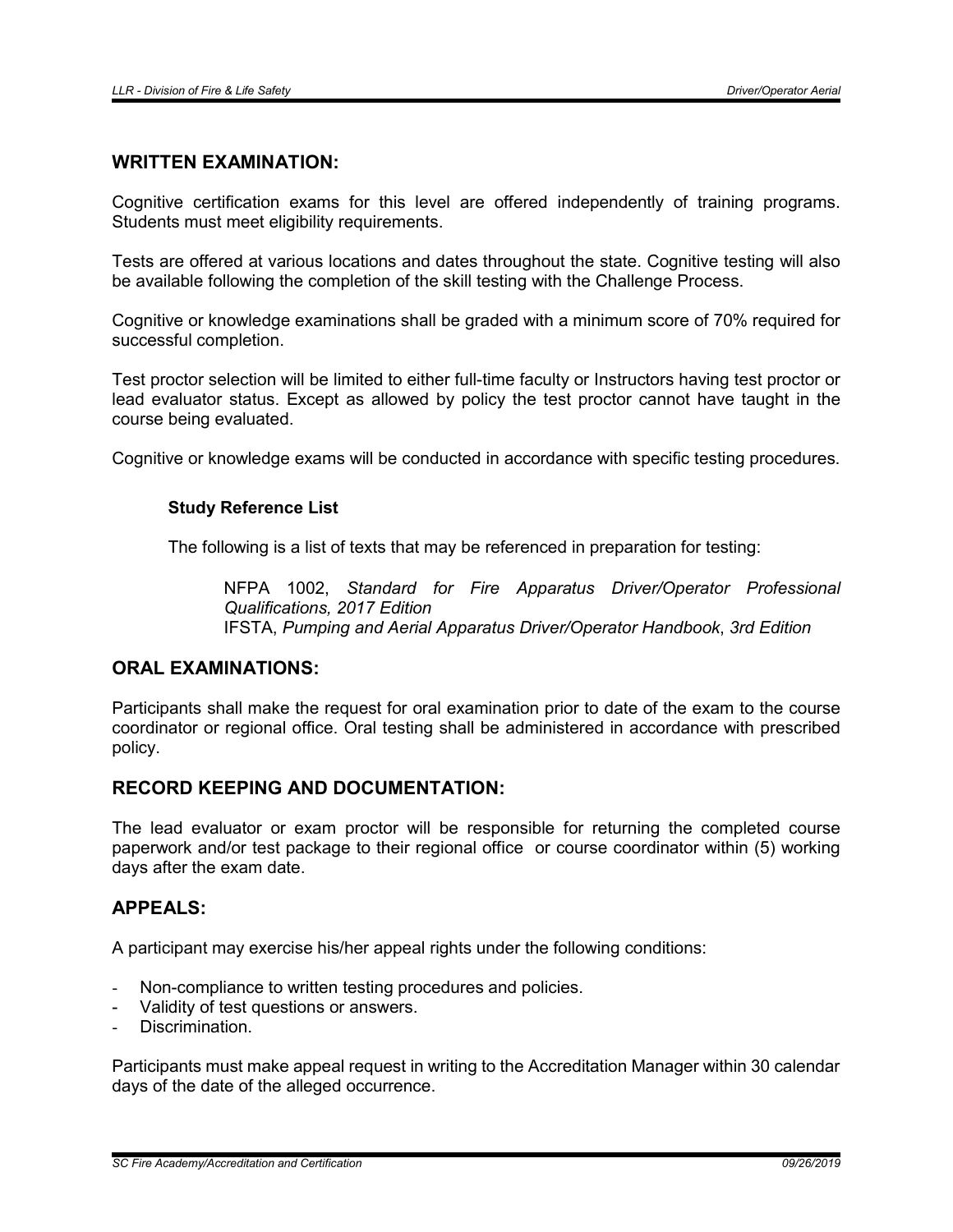## WRITTEN EXAMINATION:

Cognitive certification exams for this level are offered independently of training programs. Students must meet eligibility requirements.

Tests are offered at various locations and dates throughout the state. Cognitive testing will also be available following the completion of the skill testing with the Challenge Process.

Cognitive or knowledge examinations shall be graded with a minimum score of 70% required for successful completion.

Test proctor selection will be limited to either full-time faculty or Instructors having test proctor or lead evaluator status. Except as allowed by policy the test proctor cannot have taught in the course being evaluated.

Cognitive or knowledge exams will be conducted in accordance with specific testing procedures.

### Study Reference List

The following is a list of texts that may be referenced in preparation for testing:

> NFPA 1002, *Standard for Fire Apparatus Driver/Operator Professional Qualifications, 2017 Edition*
> IFSTA, *Pumping and Aerial Apparatus Driver/Operator Handbook*, *3rd Edition*

## ORAL EXAMINATIONS:

Participants shall make the request for oral examination prior to date of the exam to the course coordinator or regional office. Oral testing shall be administered in accordance with prescribed policy.

## RECORD KEEPING AND DOCUMENTATION:

The lead evaluator or exam proctor will be responsible for returning the completed course paperwork and/or test package to their regional office or course coordinator within (5) working days after the exam date.

## APPEALS:

A participant may exercise his/her appeal rights under the following conditions:

- Non-compliance to written testing procedures and policies.
- Validity of test questions or answers.
- Discrimination.

Participants must make appeal request in writing to the Accreditation Manager within 30 calendar days of the date of the alleged occurrence.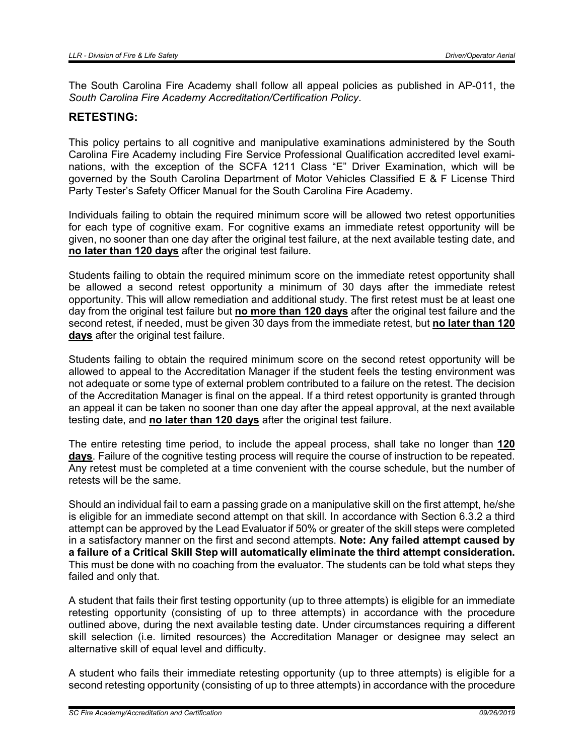The South Carolina Fire Academy shall follow all appeal policies as published in AP-011, the *South Carolina Fire Academy Accreditation/Certification Policy*.

## RETESTING:

This policy pertains to all cognitive and manipulative examinations administered by the South Carolina Fire Academy including Fire Service Professional Qualification accredited level examinations, with the exception of the SCFA 1211 Class "E" Driver Examination, which will be governed by the South Carolina Department of Motor Vehicles Classified E & F License Third Party Tester's Safety Officer Manual for the South Carolina Fire Academy.

Individuals failing to obtain the required minimum score will be allowed two retest opportunities for each type of cognitive exam. For cognitive exams an immediate retest opportunity will be given, no sooner than one day after the original test failure, at the next available testing date, and **no later than 120 days** after the original test failure.

Students failing to obtain the required minimum score on the immediate retest opportunity shall be allowed a second retest opportunity a minimum of 30 days after the immediate retest opportunity. This will allow remediation and additional study. The first retest must be at least one day from the original test failure but **no more than 120 days** after the original test failure and the second retest, if needed, must be given 30 days from the immediate retest, but **no later than 120 days** after the original test failure.

Students failing to obtain the required minimum score on the second retest opportunity will be allowed to appeal to the Accreditation Manager if the student feels the testing environment was not adequate or some type of external problem contributed to a failure on the retest. The decision of the Accreditation Manager is final on the appeal. If a third retest opportunity is granted through an appeal it can be taken no sooner than one day after the appeal approval, at the next available testing date, and **no later than 120 days** after the original test failure.

The entire retesting time period, to include the appeal process, shall take no longer than **120 days**. Failure of the cognitive testing process will require the course of instruction to be repeated. Any retest must be completed at a time convenient with the course schedule, but the number of retests will be the same.

Should an individual fail to earn a passing grade on a manipulative skill on the first attempt, he/she is eligible for an immediate second attempt on that skill. In accordance with Section 6.3.2 a third attempt can be approved by the Lead Evaluator if 50% or greater of the skill steps were completed in a satisfactory manner on the first and second attempts. **Note: Any failed attempt caused by a failure of a Critical Skill Step will automatically eliminate the third attempt consideration.** This must be done with no coaching from the evaluator. The students can be told what steps they failed and only that.

A student that fails their first testing opportunity (up to three attempts) is eligible for an immediate retesting opportunity (consisting of up to three attempts) in accordance with the procedure outlined above, during the next available testing date. Under circumstances requiring a different skill selection (i.e. limited resources) the Accreditation Manager or designee may select an alternative skill of equal level and difficulty.

A student who fails their immediate retesting opportunity (up to three attempts) is eligible for a second retesting opportunity (consisting of up to three attempts) in accordance with the procedure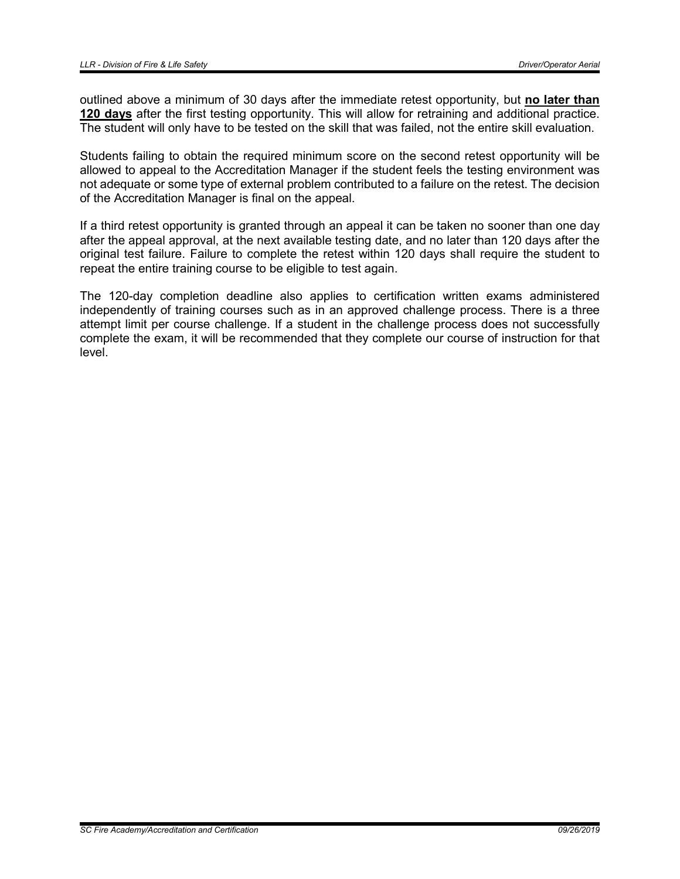outlined above a minimum of 30 days after the immediate retest opportunity, but **<u>no later than 120 days</u>** after the first testing opportunity. This will allow for retraining and additional practice. The student will only have to be tested on the skill that was failed, not the entire skill evaluation.

Students failing to obtain the required minimum score on the second retest opportunity will be allowed to appeal to the Accreditation Manager if the student feels the testing environment was not adequate or some type of external problem contributed to a failure on the retest. The decision of the Accreditation Manager is final on the appeal.

If a third retest opportunity is granted through an appeal it can be taken no sooner than one day after the appeal approval, at the next available testing date, and no later than 120 days after the original test failure. Failure to complete the retest within 120 days shall require the student to repeat the entire training course to be eligible to test again.

The 120-day completion deadline also applies to certification written exams administered independently of training courses such as in an approved challenge process. There is a three attempt limit per course challenge. If a student in the challenge process does not successfully complete the exam, it will be recommended that they complete our course of instruction for that level.